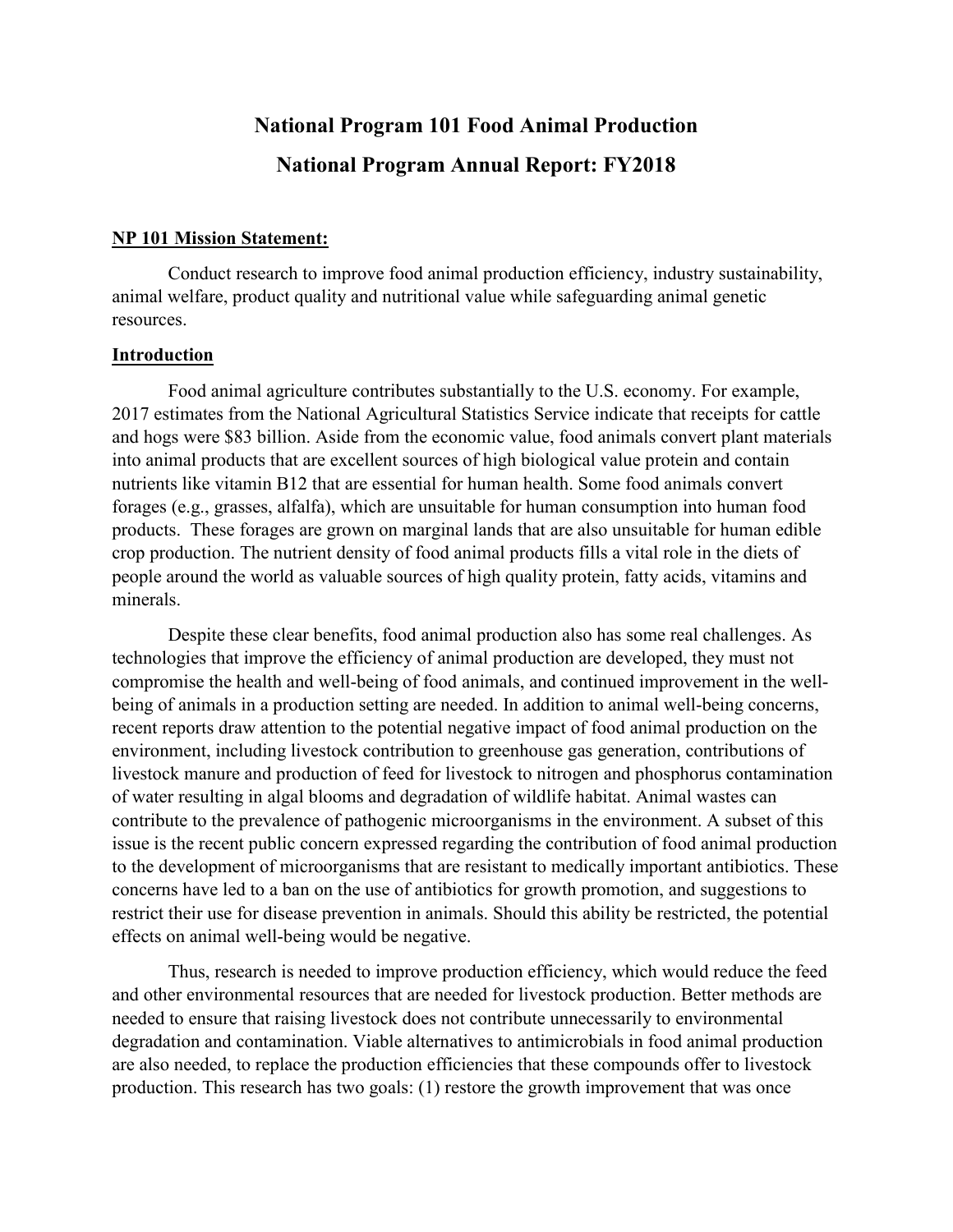# National Program 101 Food Animal Production

# National Program Annual Report: FY2018

## NP 101 Mission Statement:

Conduct research to improve food animal production efficiency, industry sustainability, animal welfare, product quality and nutritional value while safeguarding animal genetic resources.

## Introduction

Food animal agriculture contributes substantially to the U.S. economy. For example, 2017 estimates from the National Agricultural Statistics Service indicate that receipts for cattle and hogs were $83 billion. Aside from the economic value, food animals convert plant materials into animal products that are excellent sources of high biological value protein and contain nutrients like vitamin B12 that are essential for human health. Some food animals convert forages (e.g., grasses, alfalfa), which are unsuitable for human consumption into human food products. These forages are grown on marginal lands that are also unsuitable for human edible crop production. The nutrient density of food animal products fills a vital role in the diets of people around the world as valuable sources of high quality protein, fatty acids, vitamins and minerals.

Despite these clear benefits, food animal production also has some real challenges. As technologies that improve the efficiency of animal production are developed, they must not compromise the health and well-being of food animals, and continued improvement in the well-being of animals in a production setting are needed. In addition to animal well-being concerns, recent reports draw attention to the potential negative impact of food animal production on the environment, including livestock contribution to greenhouse gas generation, contributions of livestock manure and production of feed for livestock to nitrogen and phosphorus contamination of water resulting in algal blooms and degradation of wildlife habitat. Animal wastes can contribute to the prevalence of pathogenic microorganisms in the environment. A subset of this issue is the recent public concern expressed regarding the contribution of food animal production to the development of microorganisms that are resistant to medically important antibiotics. These concerns have led to a ban on the use of antibiotics for growth promotion, and suggestions to restrict their use for disease prevention in animals. Should this ability be restricted, the potential effects on animal well-being would be negative.

Thus, research is needed to improve production efficiency, which would reduce the feed and other environmental resources that are needed for livestock production. Better methods are needed to ensure that raising livestock does not contribute unnecessarily to environmental degradation and contamination. Viable alternatives to antimicrobials in food animal production are also needed, to replace the production efficiencies that these compounds offer to livestock production. This research has two goals: (1) restore the growth improvement that was once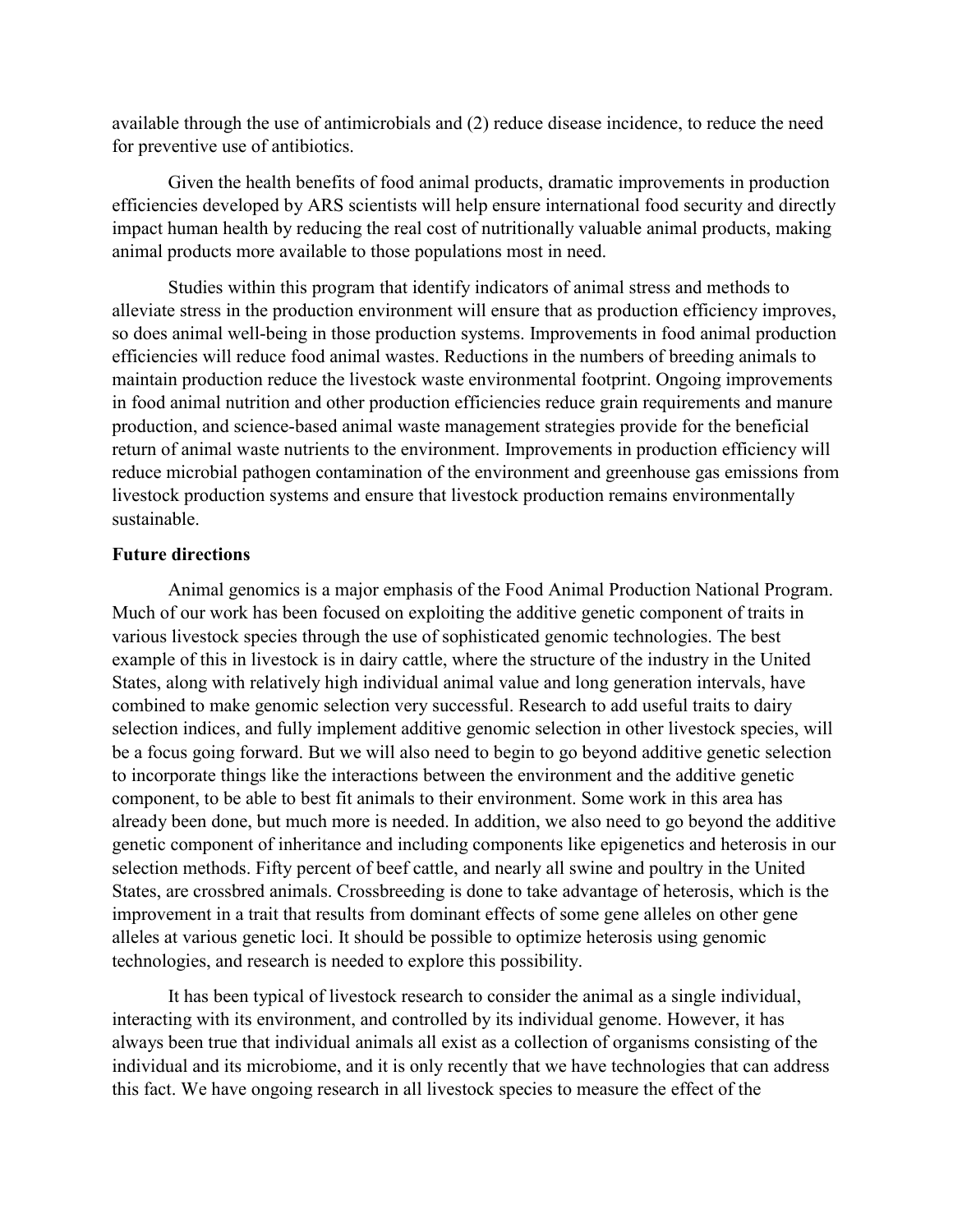available through the use of antimicrobials and (2) reduce disease incidence, to reduce the need for preventive use of antibiotics.

Given the health benefits of food animal products, dramatic improvements in production efficiencies developed by ARS scientists will help ensure international food security and directly impact human health by reducing the real cost of nutritionally valuable animal products, making animal products more available to those populations most in need.

Studies within this program that identify indicators of animal stress and methods to alleviate stress in the production environment will ensure that as production efficiency improves, so does animal well-being in those production systems. Improvements in food animal production efficiencies will reduce food animal wastes. Reductions in the numbers of breeding animals to maintain production reduce the livestock waste environmental footprint. Ongoing improvements in food animal nutrition and other production efficiencies reduce grain requirements and manure production, and science-based animal waste management strategies provide for the beneficial return of animal waste nutrients to the environment. Improvements in production efficiency will reduce microbial pathogen contamination of the environment and greenhouse gas emissions from livestock production systems and ensure that livestock production remains environmentally sustainable.

**Future directions**

Animal genomics is a major emphasis of the Food Animal Production National Program. Much of our work has been focused on exploiting the additive genetic component of traits in various livestock species through the use of sophisticated genomic technologies. The best example of this in livestock is in dairy cattle, where the structure of the industry in the United States, along with relatively high individual animal value and long generation intervals, have combined to make genomic selection very successful. Research to add useful traits to dairy selection indices, and fully implement additive genomic selection in other livestock species, will be a focus going forward. But we will also need to begin to go beyond additive genetic selection to incorporate things like the interactions between the environment and the additive genetic component, to be able to best fit animals to their environment. Some work in this area has already been done, but much more is needed. In addition, we also need to go beyond the additive genetic component of inheritance and including components like epigenetics and heterosis in our selection methods. Fifty percent of beef cattle, and nearly all swine and poultry in the United States, are crossbred animals. Crossbreeding is done to take advantage of heterosis, which is the improvement in a trait that results from dominant effects of some gene alleles on other gene alleles at various genetic loci. It should be possible to optimize heterosis using genomic technologies, and research is needed to explore this possibility.

It has been typical of livestock research to consider the animal as a single individual, interacting with its environment, and controlled by its individual genome. However, it has always been true that individual animals all exist as a collection of organisms consisting of the individual and its microbiome, and it is only recently that we have technologies that can address this fact. We have ongoing research in all livestock species to measure the effect of the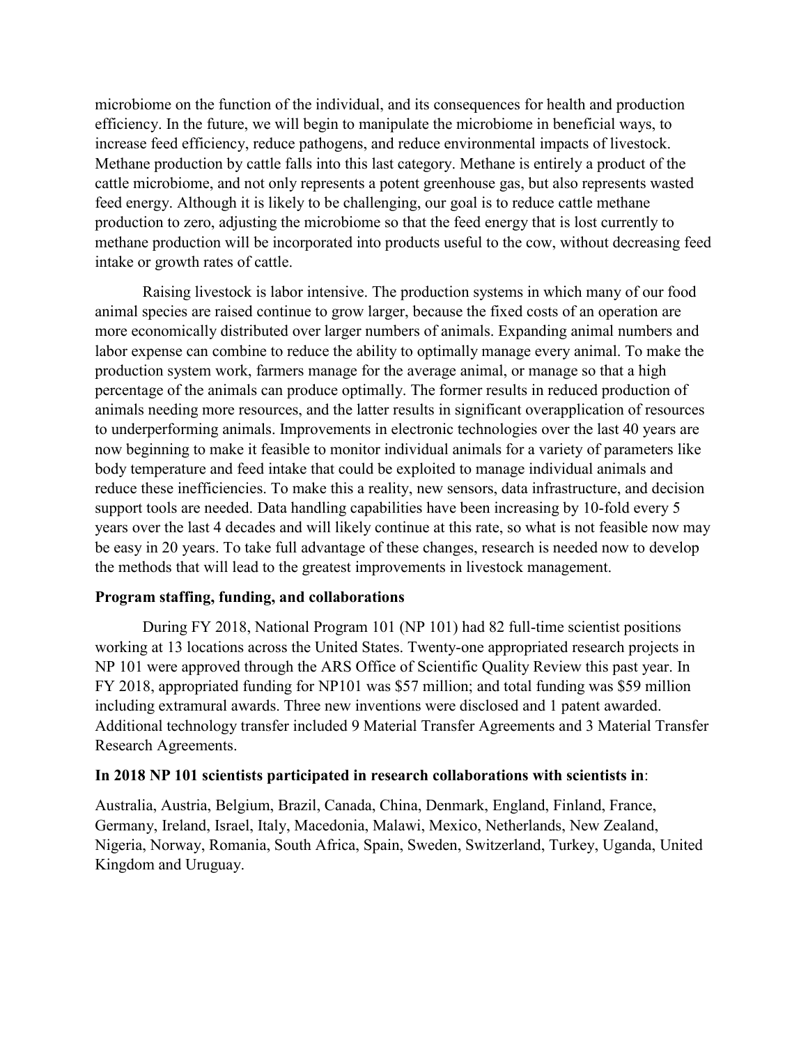microbiome on the function of the individual, and its consequences for health and production efficiency. In the future, we will begin to manipulate the microbiome in beneficial ways, to increase feed efficiency, reduce pathogens, and reduce environmental impacts of livestock. Methane production by cattle falls into this last category. Methane is entirely a product of the cattle microbiome, and not only represents a potent greenhouse gas, but also represents wasted feed energy. Although it is likely to be challenging, our goal is to reduce cattle methane production to zero, adjusting the microbiome so that the feed energy that is lost currently to methane production will be incorporated into products useful to the cow, without decreasing feed intake or growth rates of cattle.

Raising livestock is labor intensive. The production systems in which many of our food animal species are raised continue to grow larger, because the fixed costs of an operation are more economically distributed over larger numbers of animals. Expanding animal numbers and labor expense can combine to reduce the ability to optimally manage every animal. To make the production system work, farmers manage for the average animal, or manage so that a high percentage of the animals can produce optimally. The former results in reduced production of animals needing more resources, and the latter results in significant overapplication of resources to underperforming animals. Improvements in electronic technologies over the last 40 years are now beginning to make it feasible to monitor individual animals for a variety of parameters like body temperature and feed intake that could be exploited to manage individual animals and reduce these inefficiencies. To make this a reality, new sensors, data infrastructure, and decision support tools are needed. Data handling capabilities have been increasing by 10-fold every 5 years over the last 4 decades and will likely continue at this rate, so what is not feasible now may be easy in 20 years. To take full advantage of these changes, research is needed now to develop the methods that will lead to the greatest improvements in livestock management.

**Program staffing, funding, and collaborations**

During FY 2018, National Program 101 (NP 101) had 82 full-time scientist positions working at 13 locations across the United States. Twenty-one appropriated research projects in NP 101 were approved through the ARS Office of Scientific Quality Review this past year. In FY 2018, appropriated funding for NP101 was $57 million; and total funding was $59 million including extramural awards. Three new inventions were disclosed and 1 patent awarded. Additional technology transfer included 9 Material Transfer Agreements and 3 Material Transfer Research Agreements.

**In 2018 NP 101 scientists participated in research collaborations with scientists in**:

Australia, Austria, Belgium, Brazil, Canada, China, Denmark, England, Finland, France, Germany, Ireland, Israel, Italy, Macedonia, Malawi, Mexico, Netherlands, New Zealand, Nigeria, Norway, Romania, South Africa, Spain, Sweden, Switzerland, Turkey, Uganda, United Kingdom and Uruguay.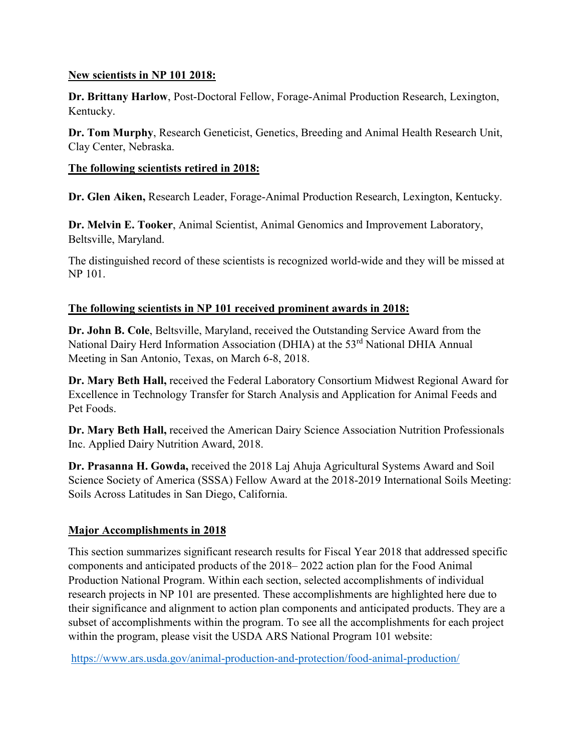**New scientists in NP 101 2018:**

**Dr. Brittany Harlow**, Post-Doctoral Fellow, Forage-Animal Production Research, Lexington, Kentucky.

**Dr. Tom Murphy**, Research Geneticist, Genetics, Breeding and Animal Health Research Unit, Clay Center, Nebraska.

**The following scientists retired in 2018:**

**Dr. Glen Aiken,** Research Leader, Forage-Animal Production Research, Lexington, Kentucky.

**Dr. Melvin E. Tooker**, Animal Scientist, Animal Genomics and Improvement Laboratory, Beltsville, Maryland.

The distinguished record of these scientists is recognized world-wide and they will be missed at NP 101.

**The following scientists in NP 101 received prominent awards in 2018:**

**Dr. John B. Cole**, Beltsville, Maryland, received the Outstanding Service Award from the National Dairy Herd Information Association (DHIA) at the 53rd National DHIA Annual Meeting in San Antonio, Texas, on March 6-8, 2018.

**Dr. Mary Beth Hall,** received the Federal Laboratory Consortium Midwest Regional Award for Excellence in Technology Transfer for Starch Analysis and Application for Animal Feeds and Pet Foods.

**Dr. Mary Beth Hall,** received the American Dairy Science Association Nutrition Professionals Inc. Applied Dairy Nutrition Award, 2018.

**Dr. Prasanna H. Gowda,** received the 2018 Laj Ahuja Agricultural Systems Award and Soil Science Society of America (SSSA) Fellow Award at the 2018-2019 International Soils Meeting: Soils Across Latitudes in San Diego, California.

## Major Accomplishments in 2018

This section summarizes significant research results for Fiscal Year 2018 that addressed specific components and anticipated products of the 2018– 2022 action plan for the Food Animal Production National Program. Within each section, selected accomplishments of individual research projects in NP 101 are presented. These accomplishments are highlighted here due to their significance and alignment to action plan components and anticipated products. They are a subset of accomplishments within the program. To see all the accomplishments for each project within the program, please visit the USDA ARS National Program 101 website:

https://www.ars.usda.gov/animal-production-and-protection/food-animal-production/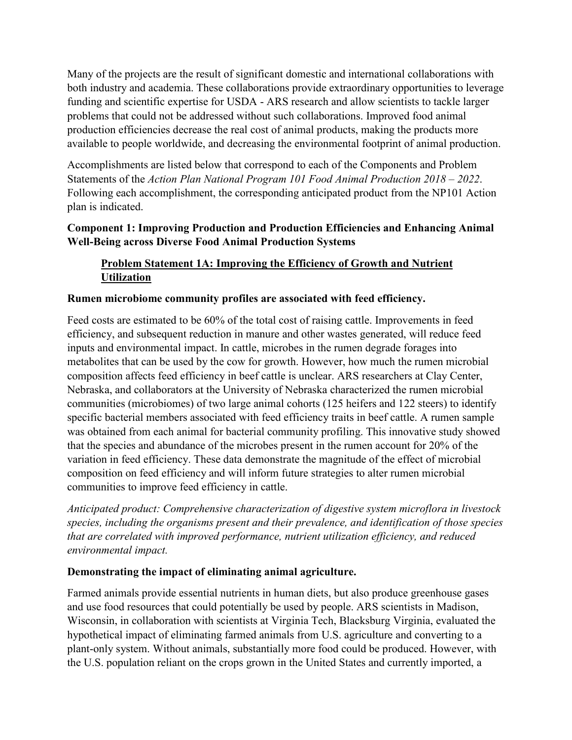Many of the projects are the result of significant domestic and international collaborations with both industry and academia. These collaborations provide extraordinary opportunities to leverage funding and scientific expertise for USDA - ARS research and allow scientists to tackle larger problems that could not be addressed without such collaborations. Improved food animal production efficiencies decrease the real cost of animal products, making the products more available to people worldwide, and decreasing the environmental footprint of animal production.

Accomplishments are listed below that correspond to each of the Components and Problem Statements of the *Action Plan National Program 101 Food Animal Production 2018 – 2022*. Following each accomplishment, the corresponding anticipated product from the NP101 Action plan is indicated.

## Component 1: Improving Production and Production Efficiencies and Enhancing Animal Well-Being across Diverse Food Animal Production Systems

### Problem Statement 1A: Improving the Efficiency of Growth and Nutrient Utilization

#### Rumen microbiome community profiles are associated with feed efficiency.

Feed costs are estimated to be 60% of the total cost of raising cattle. Improvements in feed efficiency, and subsequent reduction in manure and other wastes generated, will reduce feed inputs and environmental impact. In cattle, microbes in the rumen degrade forages into metabolites that can be used by the cow for growth. However, how much the rumen microbial composition affects feed efficiency in beef cattle is unclear. ARS researchers at Clay Center, Nebraska, and collaborators at the University of Nebraska characterized the rumen microbial communities (microbiomes) of two large animal cohorts (125 heifers and 122 steers) to identify specific bacterial members associated with feed efficiency traits in beef cattle. A rumen sample was obtained from each animal for bacterial community profiling. This innovative study showed that the species and abundance of the microbes present in the rumen account for 20% of the variation in feed efficiency. These data demonstrate the magnitude of the effect of microbial composition on feed efficiency and will inform future strategies to alter rumen microbial communities to improve feed efficiency in cattle.

*Anticipated product: Comprehensive characterization of digestive system microflora in livestock species, including the organisms present and their prevalence, and identification of those species that are correlated with improved performance, nutrient utilization efficiency, and reduced environmental impact.*

#### Demonstrating the impact of eliminating animal agriculture.

Farmed animals provide essential nutrients in human diets, but also produce greenhouse gases and use food resources that could potentially be used by people. ARS scientists in Madison, Wisconsin, in collaboration with scientists at Virginia Tech, Blacksburg Virginia, evaluated the hypothetical impact of eliminating farmed animals from U.S. agriculture and converting to a plant-only system. Without animals, substantially more food could be produced. However, with the U.S. population reliant on the crops grown in the United States and currently imported, a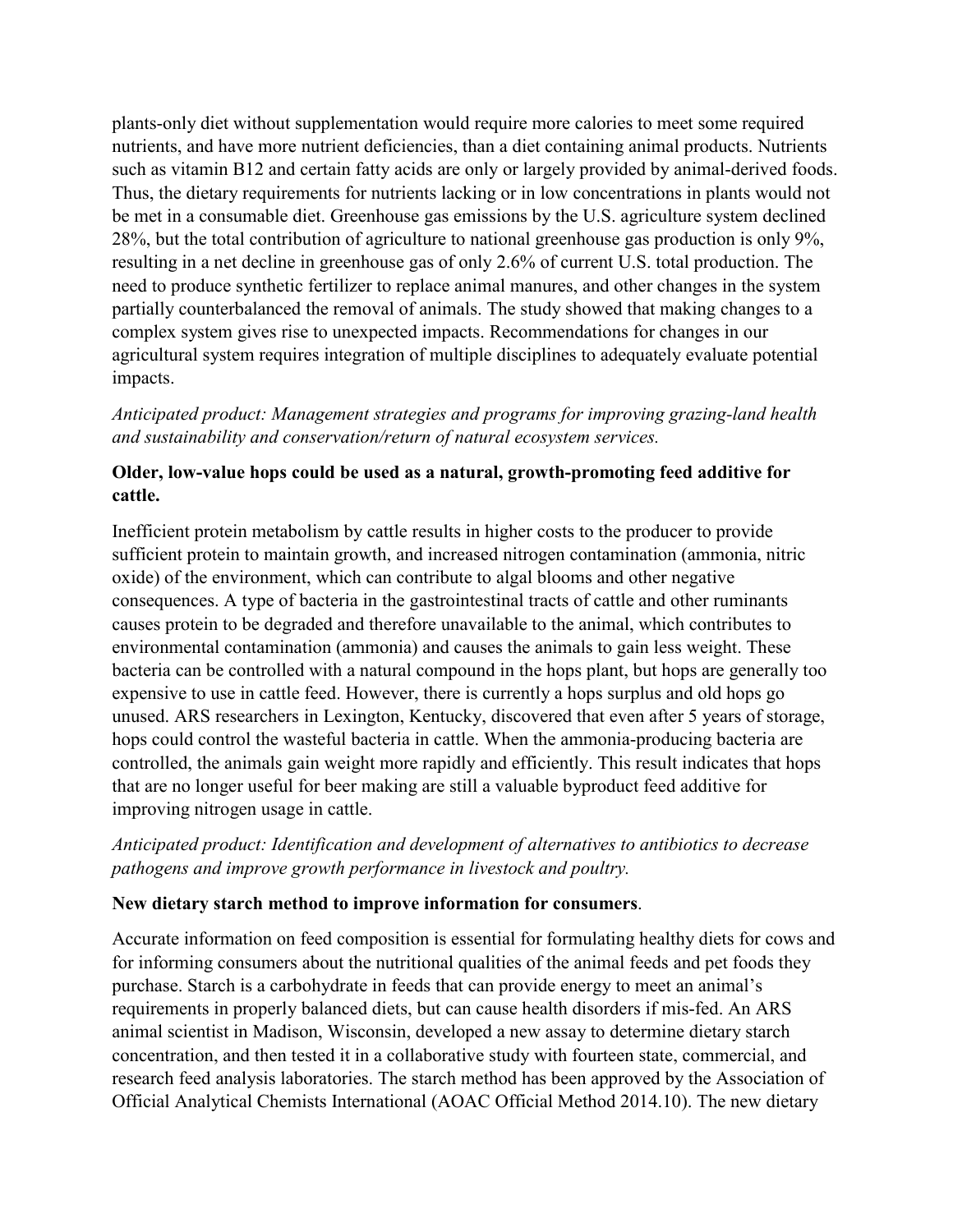plants-only diet without supplementation would require more calories to meet some required nutrients, and have more nutrient deficiencies, than a diet containing animal products. Nutrients such as vitamin B12 and certain fatty acids are only or largely provided by animal-derived foods. Thus, the dietary requirements for nutrients lacking or in low concentrations in plants would not be met in a consumable diet. Greenhouse gas emissions by the U.S. agriculture system declined 28%, but the total contribution of agriculture to national greenhouse gas production is only 9%, resulting in a net decline in greenhouse gas of only 2.6% of current U.S. total production. The need to produce synthetic fertilizer to replace animal manures, and other changes in the system partially counterbalanced the removal of animals. The study showed that making changes to a complex system gives rise to unexpected impacts. Recommendations for changes in our agricultural system requires integration of multiple disciplines to adequately evaluate potential impacts.

*Anticipated product: Management strategies and programs for improving grazing-land health and sustainability and conservation/return of natural ecosystem services.*

**Older, low-value hops could be used as a natural, growth-promoting feed additive for cattle.**

Inefficient protein metabolism by cattle results in higher costs to the producer to provide sufficient protein to maintain growth, and increased nitrogen contamination (ammonia, nitric oxide) of the environment, which can contribute to algal blooms and other negative consequences. A type of bacteria in the gastrointestinal tracts of cattle and other ruminants causes protein to be degraded and therefore unavailable to the animal, which contributes to environmental contamination (ammonia) and causes the animals to gain less weight. These bacteria can be controlled with a natural compound in the hops plant, but hops are generally too expensive to use in cattle feed. However, there is currently a hops surplus and old hops go unused. ARS researchers in Lexington, Kentucky, discovered that even after 5 years of storage, hops could control the wasteful bacteria in cattle. When the ammonia-producing bacteria are controlled, the animals gain weight more rapidly and efficiently. This result indicates that hops that are no longer useful for beer making are still a valuable byproduct feed additive for improving nitrogen usage in cattle.

*Anticipated product: Identification and development of alternatives to antibiotics to decrease pathogens and improve growth performance in livestock and poultry.*

**New dietary starch method to improve information for consumers**.

Accurate information on feed composition is essential for formulating healthy diets for cows and for informing consumers about the nutritional qualities of the animal feeds and pet foods they purchase. Starch is a carbohydrate in feeds that can provide energy to meet an animal's requirements in properly balanced diets, but can cause health disorders if mis-fed. An ARS animal scientist in Madison, Wisconsin, developed a new assay to determine dietary starch concentration, and then tested it in a collaborative study with fourteen state, commercial, and research feed analysis laboratories. The starch method has been approved by the Association of Official Analytical Chemists International (AOAC Official Method 2014.10). The new dietary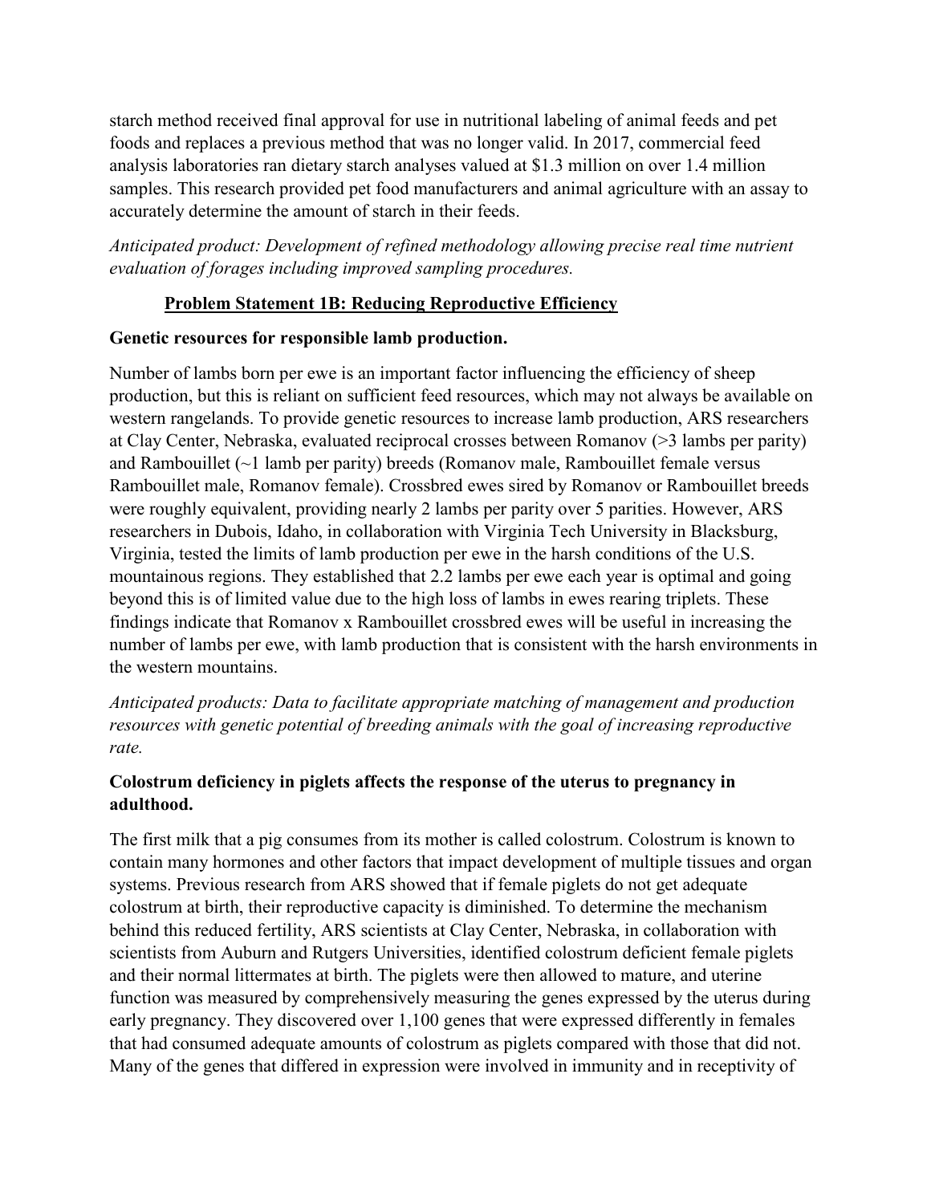starch method received final approval for use in nutritional labeling of animal feeds and pet foods and replaces a previous method that was no longer valid. In 2017, commercial feed analysis laboratories ran dietary starch analyses valued at $1.3 million on over 1.4 million samples. This research provided pet food manufacturers and animal agriculture with an assay to accurately determine the amount of starch in their feeds.

*Anticipated product: Development of refined methodology allowing precise real time nutrient evaluation of forages including improved sampling procedures.*

## <u>Problem Statement 1B: Reducing Reproductive Efficiency</u>

**Genetic resources for responsible lamb production.**

Number of lambs born per ewe is an important factor influencing the efficiency of sheep production, but this is reliant on sufficient feed resources, which may not always be available on western rangelands. To provide genetic resources to increase lamb production, ARS researchers at Clay Center, Nebraska, evaluated reciprocal crosses between Romanov (>3 lambs per parity) and Rambouillet (~1 lamb per parity) breeds (Romanov male, Rambouillet female versus Rambouillet male, Romanov female). Crossbred ewes sired by Romanov or Rambouillet breeds were roughly equivalent, providing nearly 2 lambs per parity over 5 parities. However, ARS researchers in Dubois, Idaho, in collaboration with Virginia Tech University in Blacksburg, Virginia, tested the limits of lamb production per ewe in the harsh conditions of the U.S. mountainous regions. They established that 2.2 lambs per ewe each year is optimal and going beyond this is of limited value due to the high loss of lambs in ewes rearing triplets. These findings indicate that Romanov x Rambouillet crossbred ewes will be useful in increasing the number of lambs per ewe, with lamb production that is consistent with the harsh environments in the western mountains.

*Anticipated products: Data to facilitate appropriate matching of management and production resources with genetic potential of breeding animals with the goal of increasing reproductive rate.*

**Colostrum deficiency in piglets affects the response of the uterus to pregnancy in adulthood.**

The first milk that a pig consumes from its mother is called colostrum. Colostrum is known to contain many hormones and other factors that impact development of multiple tissues and organ systems. Previous research from ARS showed that if female piglets do not get adequate colostrum at birth, their reproductive capacity is diminished. To determine the mechanism behind this reduced fertility, ARS scientists at Clay Center, Nebraska, in collaboration with scientists from Auburn and Rutgers Universities, identified colostrum deficient female piglets and their normal littermates at birth. The piglets were then allowed to mature, and uterine function was measured by comprehensively measuring the genes expressed by the uterus during early pregnancy. They discovered over 1,100 genes that were expressed differently in females that had consumed adequate amounts of colostrum as piglets compared with those that did not. Many of the genes that differed in expression were involved in immunity and in receptivity of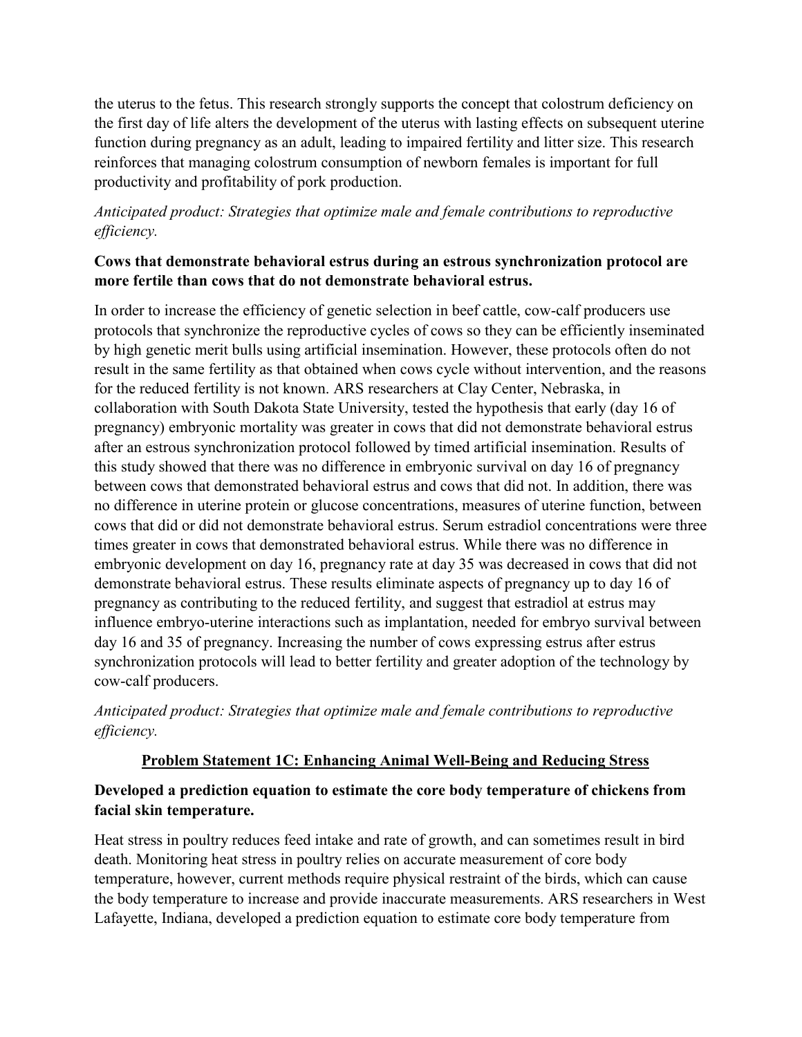the uterus to the fetus. This research strongly supports the concept that colostrum deficiency on the first day of life alters the development of the uterus with lasting effects on subsequent uterine function during pregnancy as an adult, leading to impaired fertility and litter size. This research reinforces that managing colostrum consumption of newborn females is important for full productivity and profitability of pork production.

*Anticipated product: Strategies that optimize male and female contributions to reproductive efficiency.*

**Cows that demonstrate behavioral estrus during an estrous synchronization protocol are more fertile than cows that do not demonstrate behavioral estrus.**

In order to increase the efficiency of genetic selection in beef cattle, cow-calf producers use protocols that synchronize the reproductive cycles of cows so they can be efficiently inseminated by high genetic merit bulls using artificial insemination. However, these protocols often do not result in the same fertility as that obtained when cows cycle without intervention, and the reasons for the reduced fertility is not known. ARS researchers at Clay Center, Nebraska, in collaboration with South Dakota State University, tested the hypothesis that early (day 16 of pregnancy) embryonic mortality was greater in cows that did not demonstrate behavioral estrus after an estrous synchronization protocol followed by timed artificial insemination. Results of this study showed that there was no difference in embryonic survival on day 16 of pregnancy between cows that demonstrated behavioral estrus and cows that did not. In addition, there was no difference in uterine protein or glucose concentrations, measures of uterine function, between cows that did or did not demonstrate behavioral estrus. Serum estradiol concentrations were three times greater in cows that demonstrated behavioral estrus. While there was no difference in embryonic development on day 16, pregnancy rate at day 35 was decreased in cows that did not demonstrate behavioral estrus. These results eliminate aspects of pregnancy up to day 16 of pregnancy as contributing to the reduced fertility, and suggest that estradiol at estrus may influence embryo-uterine interactions such as implantation, needed for embryo survival between day 16 and 35 of pregnancy. Increasing the number of cows expressing estrus after estrus synchronization protocols will lead to better fertility and greater adoption of the technology by cow-calf producers.

*Anticipated product: Strategies that optimize male and female contributions to reproductive efficiency.*

## Problem Statement 1C: Enhancing Animal Well-Being and Reducing Stress

**Developed a prediction equation to estimate the core body temperature of chickens from facial skin temperature.**

Heat stress in poultry reduces feed intake and rate of growth, and can sometimes result in bird death. Monitoring heat stress in poultry relies on accurate measurement of core body temperature, however, current methods require physical restraint of the birds, which can cause the body temperature to increase and provide inaccurate measurements. ARS researchers in West Lafayette, Indiana, developed a prediction equation to estimate core body temperature from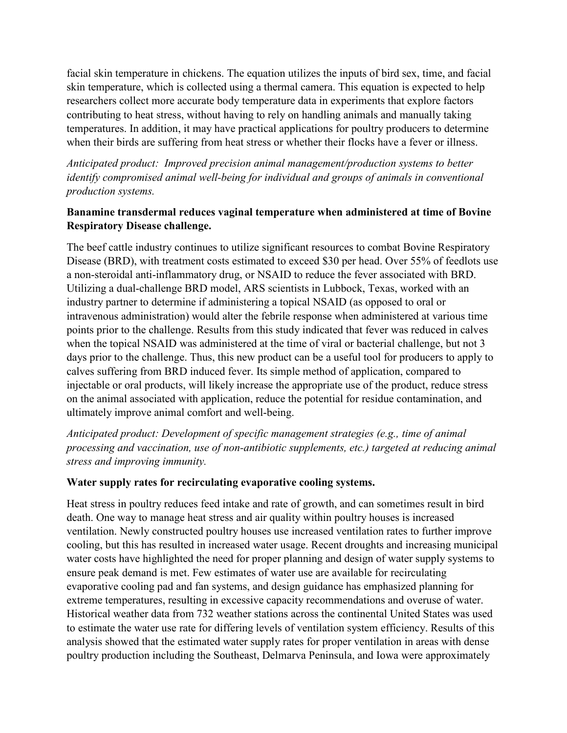facial skin temperature in chickens. The equation utilizes the inputs of bird sex, time, and facial skin temperature, which is collected using a thermal camera. This equation is expected to help researchers collect more accurate body temperature data in experiments that explore factors contributing to heat stress, without having to rely on handling animals and manually taking temperatures. In addition, it may have practical applications for poultry producers to determine when their birds are suffering from heat stress or whether their flocks have a fever or illness.

*Anticipated product: Improved precision animal management/production systems to better identify compromised animal well-being for individual and groups of animals in conventional production systems.*

**Banamine transdermal reduces vaginal temperature when administered at time of Bovine Respiratory Disease challenge.**

The beef cattle industry continues to utilize significant resources to combat Bovine Respiratory Disease (BRD), with treatment costs estimated to exceed $30 per head. Over 55% of feedlots use a non-steroidal anti-inflammatory drug, or NSAID to reduce the fever associated with BRD. Utilizing a dual-challenge BRD model, ARS scientists in Lubbock, Texas, worked with an industry partner to determine if administering a topical NSAID (as opposed to oral or intravenous administration) would alter the febrile response when administered at various time points prior to the challenge. Results from this study indicated that fever was reduced in calves when the topical NSAID was administered at the time of viral or bacterial challenge, but not 3 days prior to the challenge. Thus, this new product can be a useful tool for producers to apply to calves suffering from BRD induced fever. Its simple method of application, compared to injectable or oral products, will likely increase the appropriate use of the product, reduce stress on the animal associated with application, reduce the potential for residue contamination, and ultimately improve animal comfort and well-being.

*Anticipated product: Development of specific management strategies (e.g., time of animal processing and vaccination, use of non-antibiotic supplements, etc.) targeted at reducing animal stress and improving immunity.*

**Water supply rates for recirculating evaporative cooling systems.**

Heat stress in poultry reduces feed intake and rate of growth, and can sometimes result in bird death. One way to manage heat stress and air quality within poultry houses is increased ventilation. Newly constructed poultry houses use increased ventilation rates to further improve cooling, but this has resulted in increased water usage. Recent droughts and increasing municipal water costs have highlighted the need for proper planning and design of water supply systems to ensure peak demand is met. Few estimates of water use are available for recirculating evaporative cooling pad and fan systems, and design guidance has emphasized planning for extreme temperatures, resulting in excessive capacity recommendations and overuse of water. Historical weather data from 732 weather stations across the continental United States was used to estimate the water use rate for differing levels of ventilation system efficiency. Results of this analysis showed that the estimated water supply rates for proper ventilation in areas with dense poultry production including the Southeast, Delmarva Peninsula, and Iowa were approximately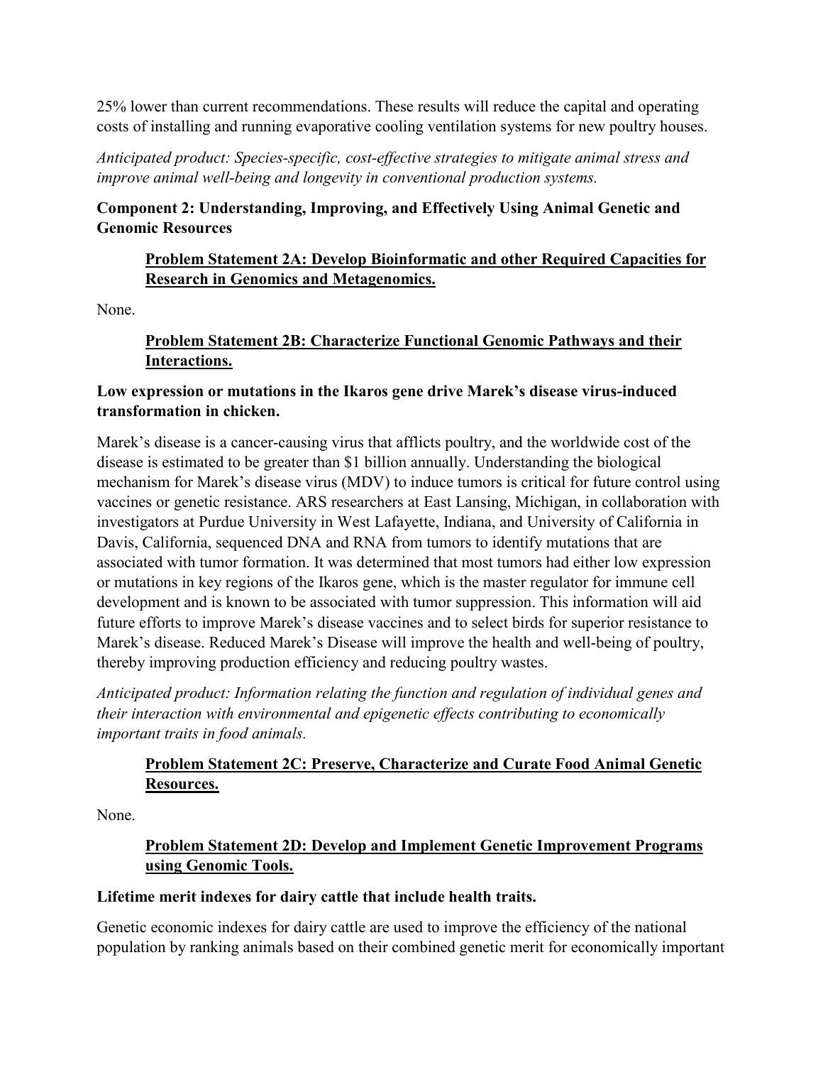25% lower than current recommendations. These results will reduce the capital and operating costs of installing and running evaporative cooling ventilation systems for new poultry houses.

*Anticipated product: Species-specific, cost-effective strategies to mitigate animal stress and improve animal well-being and longevity in conventional production systems.*

**Component 2: Understanding, Improving, and Effectively Using Animal Genetic and Genomic Resources**

**Problem Statement 2A: Develop Bioinformatic and other Required Capacities for Research in Genomics and Metagenomics.**

None.

**Problem Statement 2B: Characterize Functional Genomic Pathways and their Interactions.**

**Low expression or mutations in the Ikaros gene drive Marek's disease virus-induced transformation in chicken.**

Marek's disease is a cancer-causing virus that afflicts poultry, and the worldwide cost of the disease is estimated to be greater than $1 billion annually. Understanding the biological mechanism for Marek's disease virus (MDV) to induce tumors is critical for future control using vaccines or genetic resistance. ARS researchers at East Lansing, Michigan, in collaboration with investigators at Purdue University in West Lafayette, Indiana, and University of California in Davis, California, sequenced DNA and RNA from tumors to identify mutations that are associated with tumor formation. It was determined that most tumors had either low expression or mutations in key regions of the Ikaros gene, which is the master regulator for immune cell development and is known to be associated with tumor suppression. This information will aid future efforts to improve Marek's disease vaccines and to select birds for superior resistance to Marek's disease. Reduced Marek's Disease will improve the health and well-being of poultry, thereby improving production efficiency and reducing poultry wastes.

*Anticipated product: Information relating the function and regulation of individual genes and their interaction with environmental and epigenetic effects contributing to economically important traits in food animals.*

**Problem Statement 2C: Preserve, Characterize and Curate Food Animal Genetic Resources.**

None.

**Problem Statement 2D: Develop and Implement Genetic Improvement Programs using Genomic Tools.**

**Lifetime merit indexes for dairy cattle that include health traits.**

Genetic economic indexes for dairy cattle are used to improve the efficiency of the national population by ranking animals based on their combined genetic merit for economically important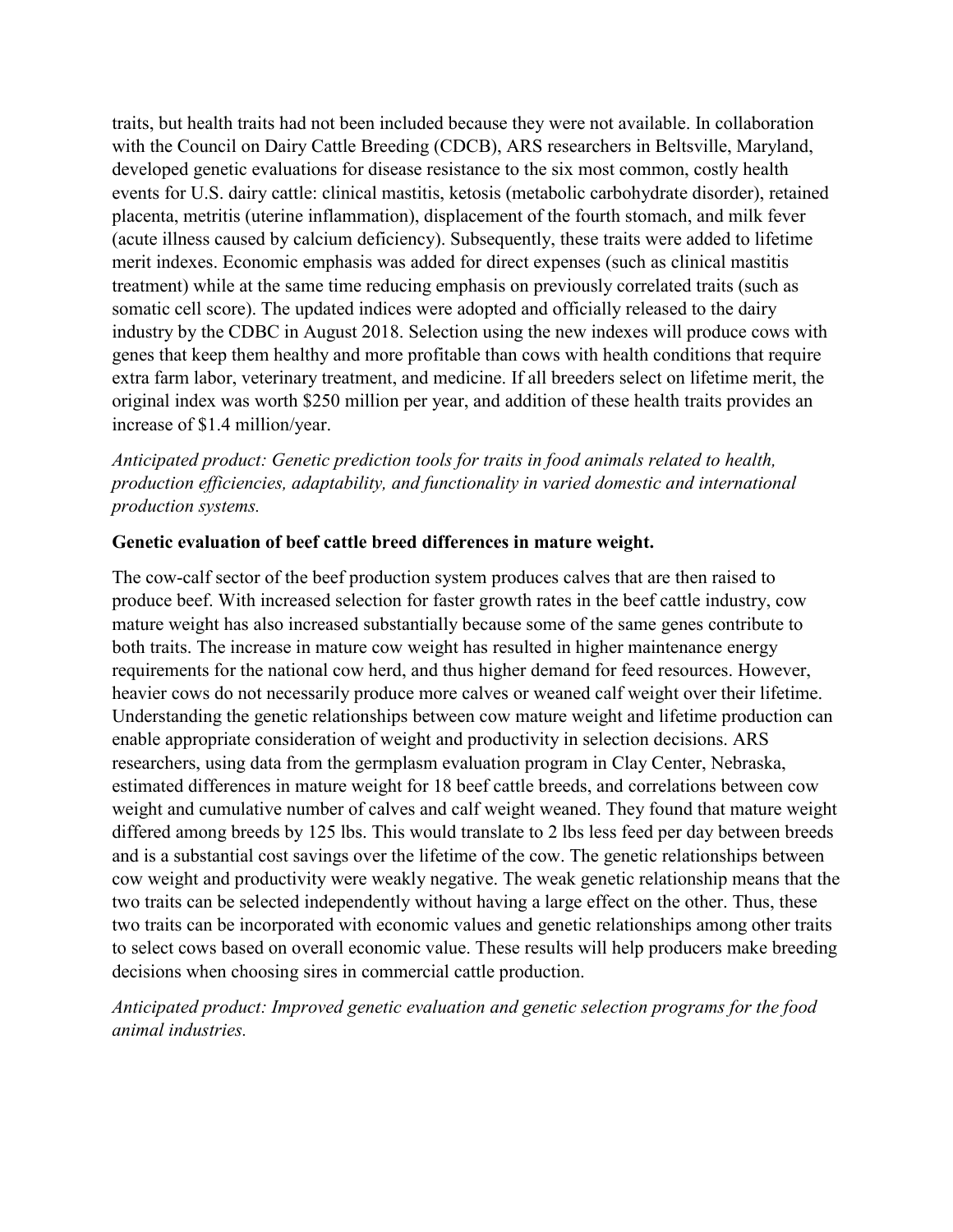traits, but health traits had not been included because they were not available. In collaboration with the Council on Dairy Cattle Breeding (CDCB), ARS researchers in Beltsville, Maryland, developed genetic evaluations for disease resistance to the six most common, costly health events for U.S. dairy cattle: clinical mastitis, ketosis (metabolic carbohydrate disorder), retained placenta, metritis (uterine inflammation), displacement of the fourth stomach, and milk fever (acute illness caused by calcium deficiency). Subsequently, these traits were added to lifetime merit indexes. Economic emphasis was added for direct expenses (such as clinical mastitis treatment) while at the same time reducing emphasis on previously correlated traits (such as somatic cell score). The updated indices were adopted and officially released to the dairy industry by the CDBC in August 2018. Selection using the new indexes will produce cows with genes that keep them healthy and more profitable than cows with health conditions that require extra farm labor, veterinary treatment, and medicine. If all breeders select on lifetime merit, the original index was worth $250 million per year, and addition of these health traits provides an increase of $1.4 million/year.

*Anticipated product: Genetic prediction tools for traits in food animals related to health, production efficiencies, adaptability, and functionality in varied domestic and international production systems.*

**Genetic evaluation of beef cattle breed differences in mature weight.**

The cow-calf sector of the beef production system produces calves that are then raised to produce beef. With increased selection for faster growth rates in the beef cattle industry, cow mature weight has also increased substantially because some of the same genes contribute to both traits. The increase in mature cow weight has resulted in higher maintenance energy requirements for the national cow herd, and thus higher demand for feed resources. However, heavier cows do not necessarily produce more calves or weaned calf weight over their lifetime. Understanding the genetic relationships between cow mature weight and lifetime production can enable appropriate consideration of weight and productivity in selection decisions. ARS researchers, using data from the germplasm evaluation program in Clay Center, Nebraska, estimated differences in mature weight for 18 beef cattle breeds, and correlations between cow weight and cumulative number of calves and calf weight weaned. They found that mature weight differed among breeds by 125 lbs. This would translate to 2 lbs less feed per day between breeds and is a substantial cost savings over the lifetime of the cow. The genetic relationships between cow weight and productivity were weakly negative. The weak genetic relationship means that the two traits can be selected independently without having a large effect on the other. Thus, these two traits can be incorporated with economic values and genetic relationships among other traits to select cows based on overall economic value. These results will help producers make breeding decisions when choosing sires in commercial cattle production.

*Anticipated product: Improved genetic evaluation and genetic selection programs for the food animal industries.*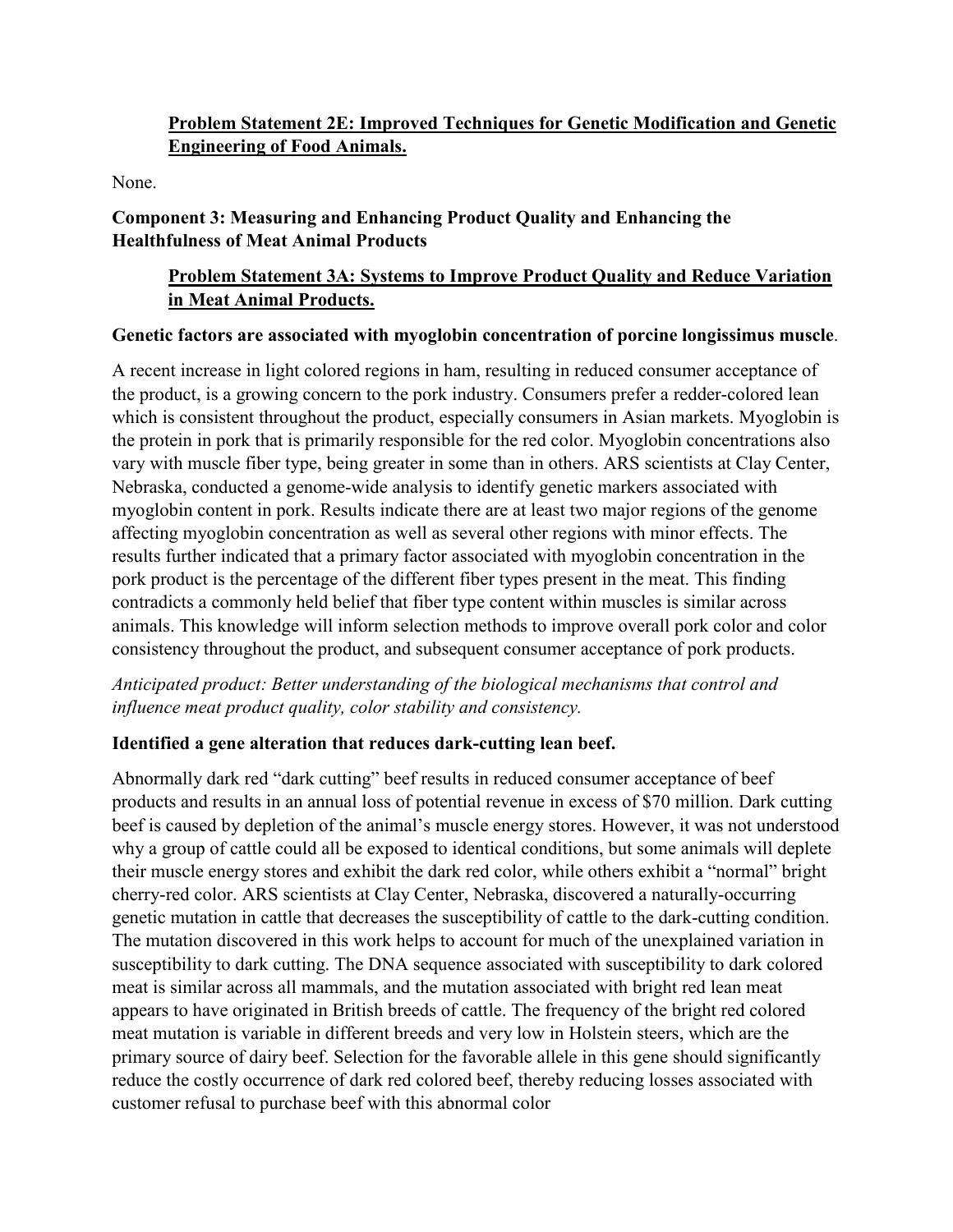**Problem Statement 2E: Improved Techniques for Genetic Modification and Genetic Engineering of Food Animals.**

None.

**Component 3: Measuring and Enhancing Product Quality and Enhancing the Healthfulness of Meat Animal Products**

**Problem Statement 3A: Systems to Improve Product Quality and Reduce Variation in Meat Animal Products.**

**Genetic factors are associated with myoglobin concentration of porcine longissimus muscle**.

A recent increase in light colored regions in ham, resulting in reduced consumer acceptance of the product, is a growing concern to the pork industry. Consumers prefer a redder-colored lean which is consistent throughout the product, especially consumers in Asian markets. Myoglobin is the protein in pork that is primarily responsible for the red color. Myoglobin concentrations also vary with muscle fiber type, being greater in some than in others. ARS scientists at Clay Center, Nebraska, conducted a genome-wide analysis to identify genetic markers associated with myoglobin content in pork. Results indicate there are at least two major regions of the genome affecting myoglobin concentration as well as several other regions with minor effects. The results further indicated that a primary factor associated with myoglobin concentration in the pork product is the percentage of the different fiber types present in the meat. This finding contradicts a commonly held belief that fiber type content within muscles is similar across animals. This knowledge will inform selection methods to improve overall pork color and color consistency throughout the product, and subsequent consumer acceptance of pork products.

*Anticipated product: Better understanding of the biological mechanisms that control and influence meat product quality, color stability and consistency.*

**Identified a gene alteration that reduces dark-cutting lean beef.**

Abnormally dark red "dark cutting" beef results in reduced consumer acceptance of beef products and results in an annual loss of potential revenue in excess of $70 million. Dark cutting beef is caused by depletion of the animal's muscle energy stores. However, it was not understood why a group of cattle could all be exposed to identical conditions, but some animals will deplete their muscle energy stores and exhibit the dark red color, while others exhibit a "normal" bright cherry-red color. ARS scientists at Clay Center, Nebraska, discovered a naturally-occurring genetic mutation in cattle that decreases the susceptibility of cattle to the dark-cutting condition. The mutation discovered in this work helps to account for much of the unexplained variation in susceptibility to dark cutting. The DNA sequence associated with susceptibility to dark colored meat is similar across all mammals, and the mutation associated with bright red lean meat appears to have originated in British breeds of cattle. The frequency of the bright red colored meat mutation is variable in different breeds and very low in Holstein steers, which are the primary source of dairy beef. Selection for the favorable allele in this gene should significantly reduce the costly occurrence of dark red colored beef, thereby reducing losses associated with customer refusal to purchase beef with this abnormal color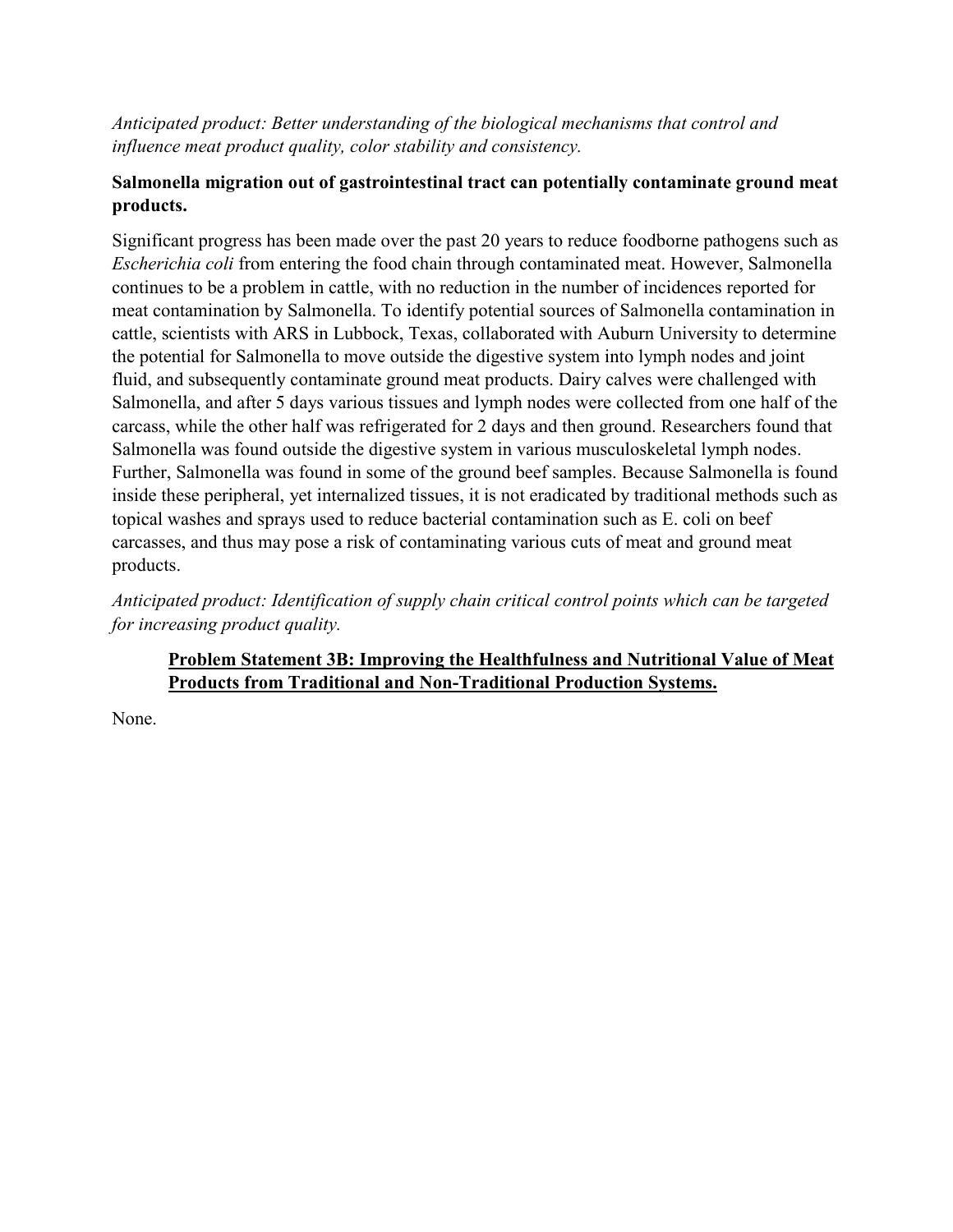*Anticipated product: Better understanding of the biological mechanisms that control and influence meat product quality, color stability and consistency.*

**Salmonella migration out of gastrointestinal tract can potentially contaminate ground meat products.**

Significant progress has been made over the past 20 years to reduce foodborne pathogens such as *Escherichia coli* from entering the food chain through contaminated meat. However, Salmonella continues to be a problem in cattle, with no reduction in the number of incidences reported for meat contamination by Salmonella. To identify potential sources of Salmonella contamination in cattle, scientists with ARS in Lubbock, Texas, collaborated with Auburn University to determine the potential for Salmonella to move outside the digestive system into lymph nodes and joint fluid, and subsequently contaminate ground meat products. Dairy calves were challenged with Salmonella, and after 5 days various tissues and lymph nodes were collected from one half of the carcass, while the other half was refrigerated for 2 days and then ground. Researchers found that Salmonella was found outside the digestive system in various musculoskeletal lymph nodes. Further, Salmonella was found in some of the ground beef samples. Because Salmonella is found inside these peripheral, yet internalized tissues, it is not eradicated by traditional methods such as topical washes and sprays used to reduce bacterial contamination such as E. coli on beef carcasses, and thus may pose a risk of contaminating various cuts of meat and ground meat products.

*Anticipated product: Identification of supply chain critical control points which can be targeted for increasing product quality.*

**Problem Statement 3B: Improving the Healthfulness and Nutritional Value of Meat Products from Traditional and Non-Traditional Production Systems.**

None.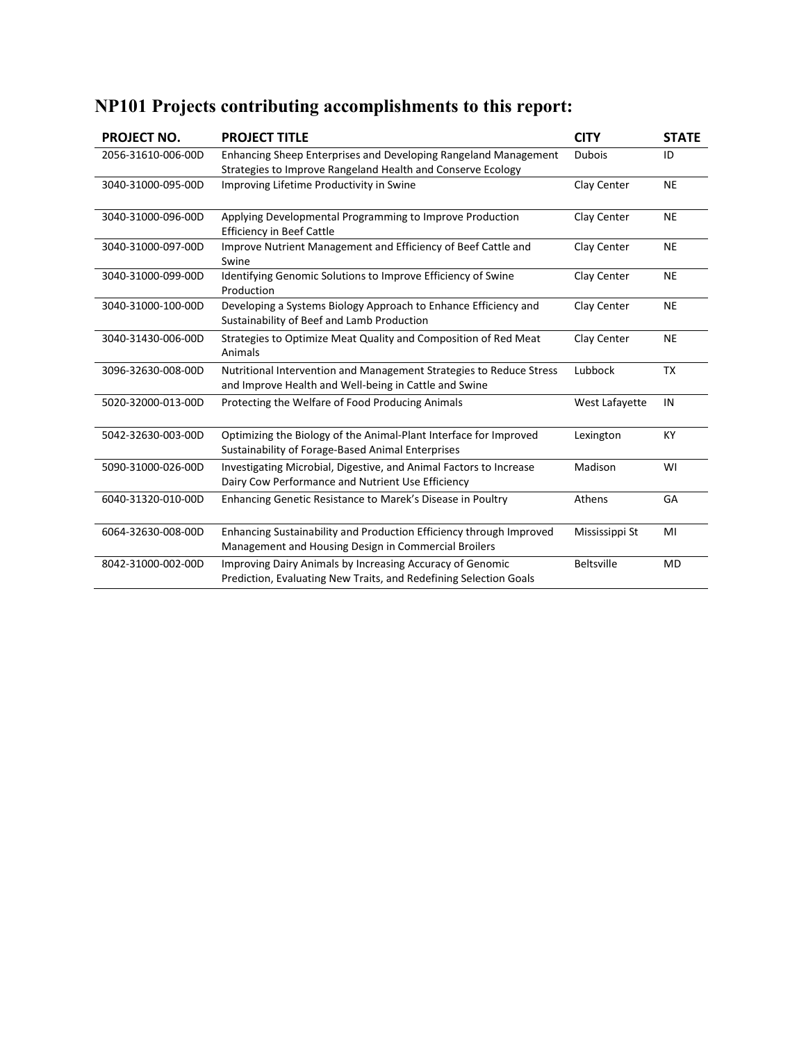# NP101 Projects contributing accomplishments to this report:

| PROJECT NO. | PROJECT TITLE | CITY | STATE |
|---|---|---|---|
| 2056-31610-006-00D | Enhancing Sheep Enterprises and Developing Rangeland Management Strategies to Improve Rangeland Health and Conserve Ecology | Dubois | ID |
| 3040-31000-095-00D | Improving Lifetime Productivity in Swine | Clay Center | NE |
| 3040-31000-096-00D | Applying Developmental Programming to Improve Production Efficiency in Beef Cattle | Clay Center | NE |
| 3040-31000-097-00D | Improve Nutrient Management and Efficiency of Beef Cattle and Swine | Clay Center | NE |
| 3040-31000-099-00D | Identifying Genomic Solutions to Improve Efficiency of Swine Production | Clay Center | NE |
| 3040-31000-100-00D | Developing a Systems Biology Approach to Enhance Efficiency and Sustainability of Beef and Lamb Production | Clay Center | NE |
| 3040-31430-006-00D | Strategies to Optimize Meat Quality and Composition of Red Meat Animals | Clay Center | NE |
| 3096-32630-008-00D | Nutritional Intervention and Management Strategies to Reduce Stress and Improve Health and Well-being in Cattle and Swine | Lubbock | TX |
| 5020-32000-013-00D | Protecting the Welfare of Food Producing Animals | West Lafayette | IN |
| 5042-32630-003-00D | Optimizing the Biology of the Animal-Plant Interface for Improved Sustainability of Forage-Based Animal Enterprises | Lexington | KY |
| 5090-31000-026-00D | Investigating Microbial, Digestive, and Animal Factors to Increase Dairy Cow Performance and Nutrient Use Efficiency | Madison | WI |
| 6040-31320-010-00D | Enhancing Genetic Resistance to Marek's Disease in Poultry | Athens | GA |
| 6064-32630-008-00D | Enhancing Sustainability and Production Efficiency through Improved Management and Housing Design in Commercial Broilers | Mississippi St | MI |
| 8042-31000-002-00D | Improving Dairy Animals by Increasing Accuracy of Genomic Prediction, Evaluating New Traits, and Redefining Selection Goals | Beltsville | MD |